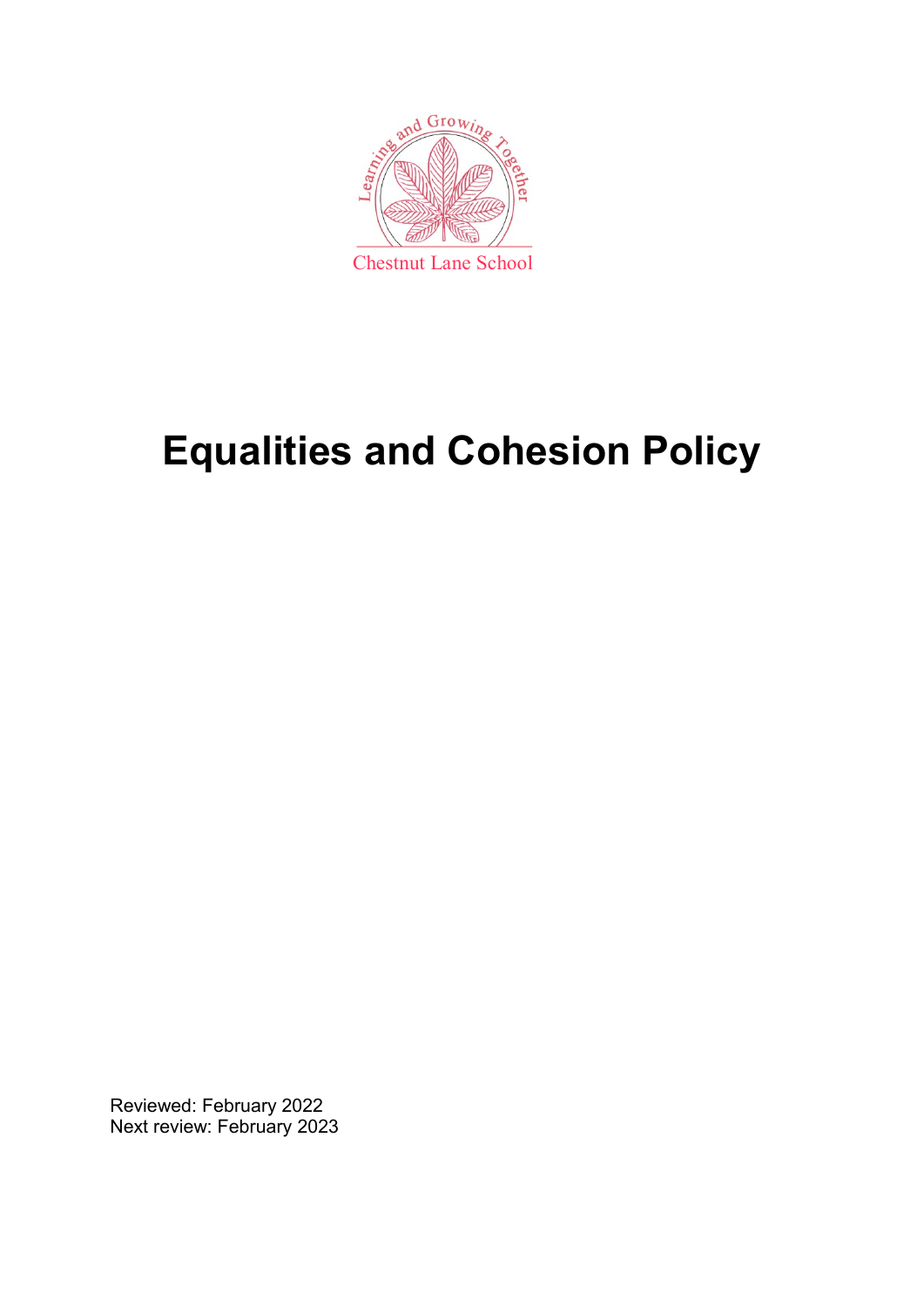Learning and Growing Together

Chestnut Lane School

# Equalities and Cohesion Policy

Reviewed: February 2022
Next review: February 2023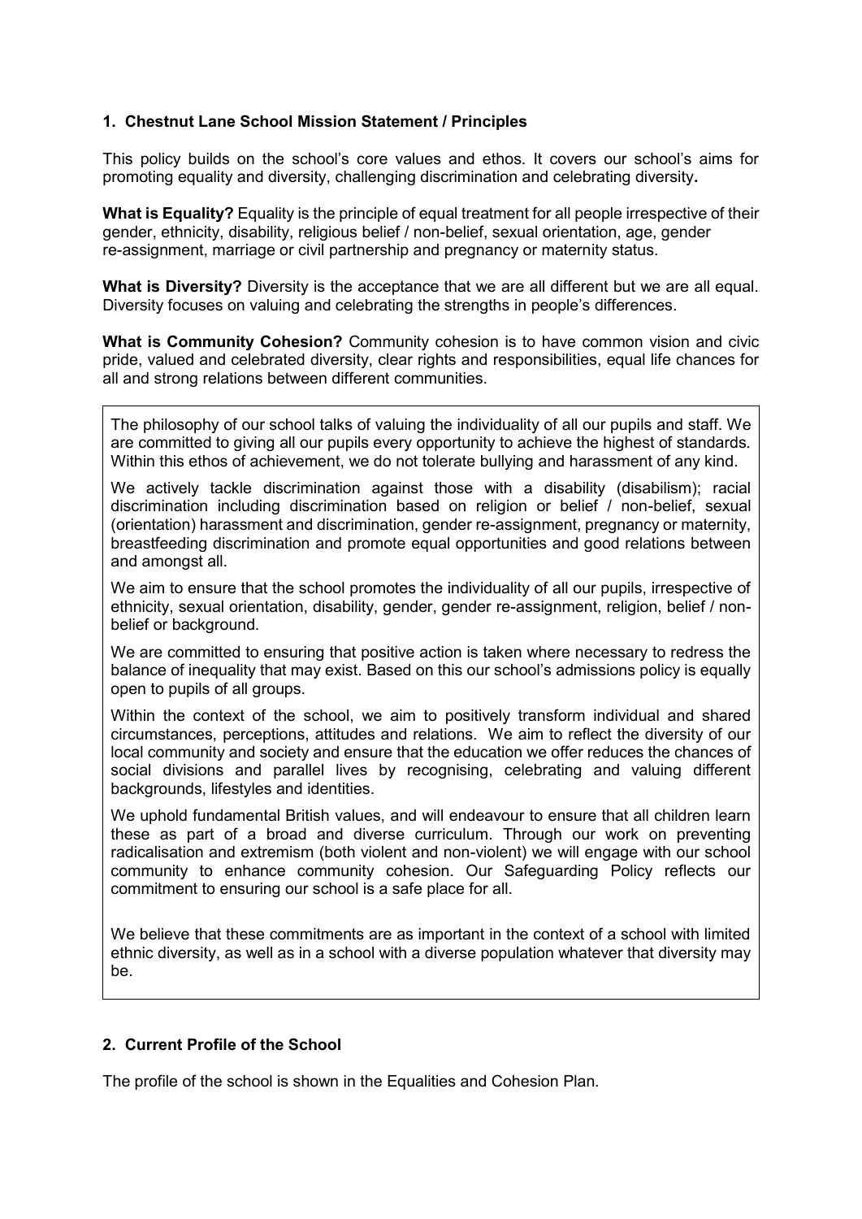## 1. Chestnut Lane School Mission Statement / Principles

This policy builds on the school's core values and ethos. It covers our school's aims for promoting equality and diversity, challenging discrimination and celebrating diversity**.**

**What is Equality?** Equality is the principle of equal treatment for all people irrespective of their gender, ethnicity, disability, religious belief / non-belief, sexual orientation, age, gender re-assignment, marriage or civil partnership and pregnancy or maternity status.

**What is Diversity?** Diversity is the acceptance that we are all different but we are all equal. Diversity focuses on valuing and celebrating the strengths in people's differences.

**What is Community Cohesion?** Community cohesion is to have common vision and civic pride, valued and celebrated diversity, clear rights and responsibilities, equal life chances for all and strong relations between different communities.

The philosophy of our school talks of valuing the individuality of all our pupils and staff. We are committed to giving all our pupils every opportunity to achieve the highest of standards. Within this ethos of achievement, we do not tolerate bullying and harassment of any kind.

We actively tackle discrimination against those with a disability (disabilism); racial discrimination including discrimination based on religion or belief / non-belief, sexual (orientation) harassment and discrimination, gender re-assignment, pregnancy or maternity, breastfeeding discrimination and promote equal opportunities and good relations between and amongst all.

We aim to ensure that the school promotes the individuality of all our pupils, irrespective of ethnicity, sexual orientation, disability, gender, gender re-assignment, religion, belief / non-belief or background.

We are committed to ensuring that positive action is taken where necessary to redress the balance of inequality that may exist. Based on this our school's admissions policy is equally open to pupils of all groups.

Within the context of the school, we aim to positively transform individual and shared circumstances, perceptions, attitudes and relations. We aim to reflect the diversity of our local community and society and ensure that the education we offer reduces the chances of social divisions and parallel lives by recognising, celebrating and valuing different backgrounds, lifestyles and identities.

We uphold fundamental British values, and will endeavour to ensure that all children learn these as part of a broad and diverse curriculum. Through our work on preventing radicalisation and extremism (both violent and non-violent) we will engage with our school community to enhance community cohesion. Our Safeguarding Policy reflects our commitment to ensuring our school is a safe place for all.

We believe that these commitments are as important in the context of a school with limited ethnic diversity, as well as in a school with a diverse population whatever that diversity may be.

## 2. Current Profile of the School

The profile of the school is shown in the Equalities and Cohesion Plan.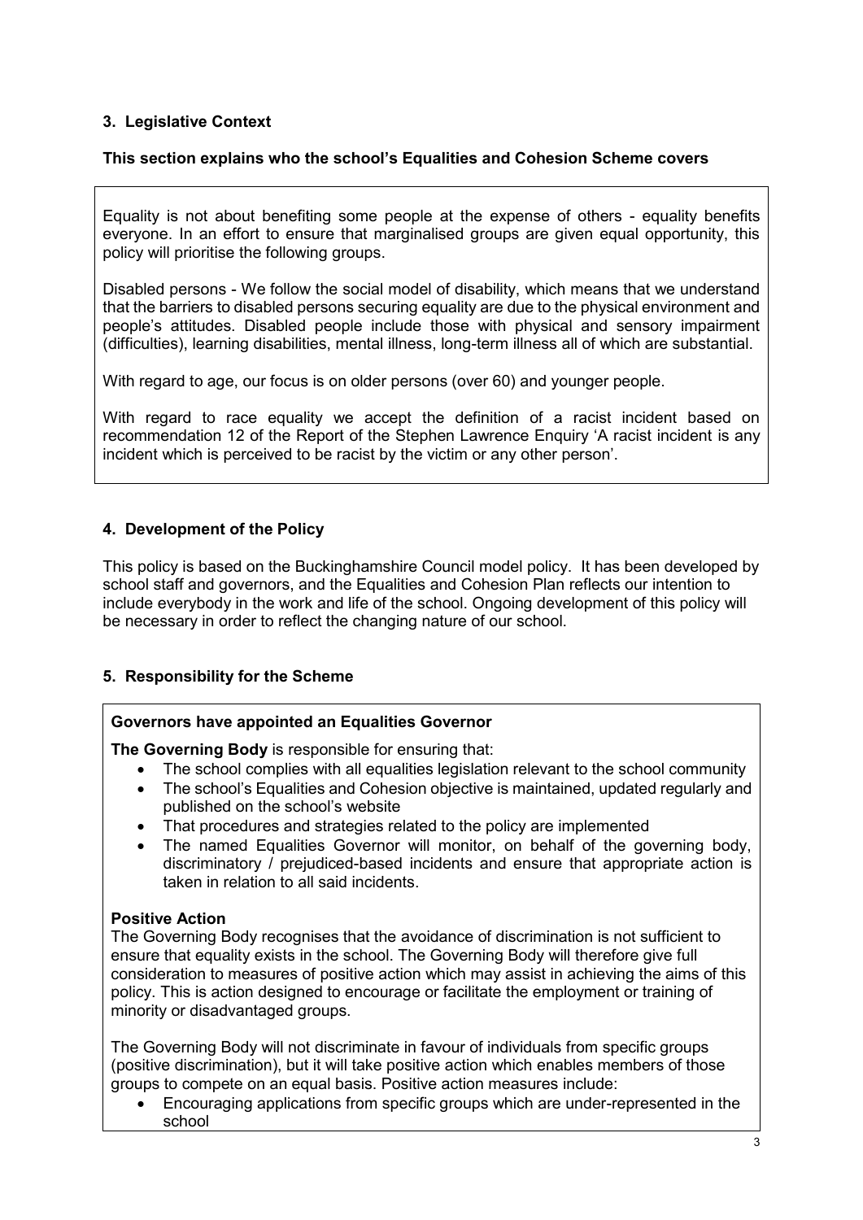## 3. Legislative Context

**This section explains who the school's Equalities and Cohesion Scheme covers**

Equality is not about benefiting some people at the expense of others - equality benefits everyone. In an effort to ensure that marginalised groups are given equal opportunity, this policy will prioritise the following groups.

Disabled persons - We follow the social model of disability, which means that we understand that the barriers to disabled persons securing equality are due to the physical environment and people's attitudes. Disabled people include those with physical and sensory impairment (difficulties), learning disabilities, mental illness, long-term illness all of which are substantial.

With regard to age, our focus is on older persons (over 60) and younger people.

With regard to race equality we accept the definition of a racist incident based on recommendation 12 of the Report of the Stephen Lawrence Enquiry 'A racist incident is any incident which is perceived to be racist by the victim or any other person'.

## 4. Development of the Policy

This policy is based on the Buckinghamshire Council model policy. It has been developed by school staff and governors, and the Equalities and Cohesion Plan reflects our intention to include everybody in the work and life of the school. Ongoing development of this policy will be necessary in order to reflect the changing nature of our school.

## 5. Responsibility for the Scheme

**Governors have appointed an Equalities Governor**

**The Governing Body** is responsible for ensuring that:

- The school complies with all equalities legislation relevant to the school community
- The school's Equalities and Cohesion objective is maintained, updated regularly and published on the school's website
- That procedures and strategies related to the policy are implemented
- The named Equalities Governor will monitor, on behalf of the governing body, discriminatory / prejudiced-based incidents and ensure that appropriate action is taken in relation to all said incidents.

**Positive Action**

The Governing Body recognises that the avoidance of discrimination is not sufficient to ensure that equality exists in the school. The Governing Body will therefore give full consideration to measures of positive action which may assist in achieving the aims of this policy. This is action designed to encourage or facilitate the employment or training of minority or disadvantaged groups.

The Governing Body will not discriminate in favour of individuals from specific groups (positive discrimination), but it will take positive action which enables members of those groups to compete on an equal basis. Positive action measures include:

- Encouraging applications from specific groups which are under-represented in the school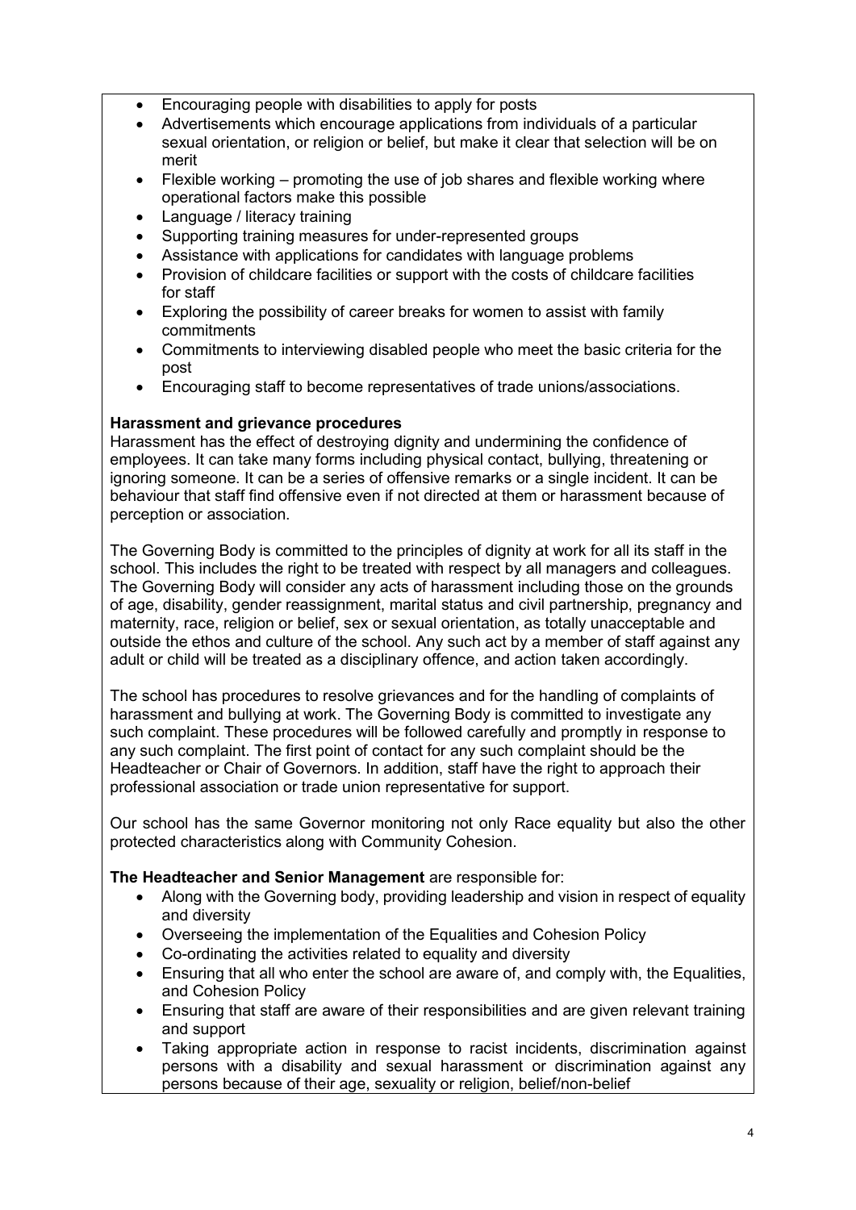- Encouraging people with disabilities to apply for posts
- Advertisements which encourage applications from individuals of a particular sexual orientation, or religion or belief, but make it clear that selection will be on merit
- Flexible working – promoting the use of job shares and flexible working where operational factors make this possible
- Language / literacy training
- Supporting training measures for under-represented groups
- Assistance with applications for candidates with language problems
- Provision of childcare facilities or support with the costs of childcare facilities for staff
- Exploring the possibility of career breaks for women to assist with family commitments
- Commitments to interviewing disabled people who meet the basic criteria for the post
- Encouraging staff to become representatives of trade unions/associations.

**Harassment and grievance procedures**

Harassment has the effect of destroying dignity and undermining the confidence of employees. It can take many forms including physical contact, bullying, threatening or ignoring someone. It can be a series of offensive remarks or a single incident. It can be behaviour that staff find offensive even if not directed at them or harassment because of perception or association.

The Governing Body is committed to the principles of dignity at work for all its staff in the school. This includes the right to be treated with respect by all managers and colleagues. The Governing Body will consider any acts of harassment including those on the grounds of age, disability, gender reassignment, marital status and civil partnership, pregnancy and maternity, race, religion or belief, sex or sexual orientation, as totally unacceptable and outside the ethos and culture of the school. Any such act by a member of staff against any adult or child will be treated as a disciplinary offence, and action taken accordingly.

The school has procedures to resolve grievances and for the handling of complaints of harassment and bullying at work. The Governing Body is committed to investigate any such complaint. These procedures will be followed carefully and promptly in response to any such complaint. The first point of contact for any such complaint should be the Headteacher or Chair of Governors. In addition, staff have the right to approach their professional association or trade union representative for support.

Our school has the same Governor monitoring not only Race equality but also the other protected characteristics along with Community Cohesion.

**The Headteacher and Senior Management** are responsible for:

- Along with the Governing body, providing leadership and vision in respect of equality and diversity
- Overseeing the implementation of the Equalities and Cohesion Policy
- Co-ordinating the activities related to equality and diversity
- Ensuring that all who enter the school are aware of, and comply with, the Equalities, and Cohesion Policy
- Ensuring that staff are aware of their responsibilities and are given relevant training and support
- Taking appropriate action in response to racist incidents, discrimination against persons with a disability and sexual harassment or discrimination against any persons because of their age, sexuality or religion, belief/non-belief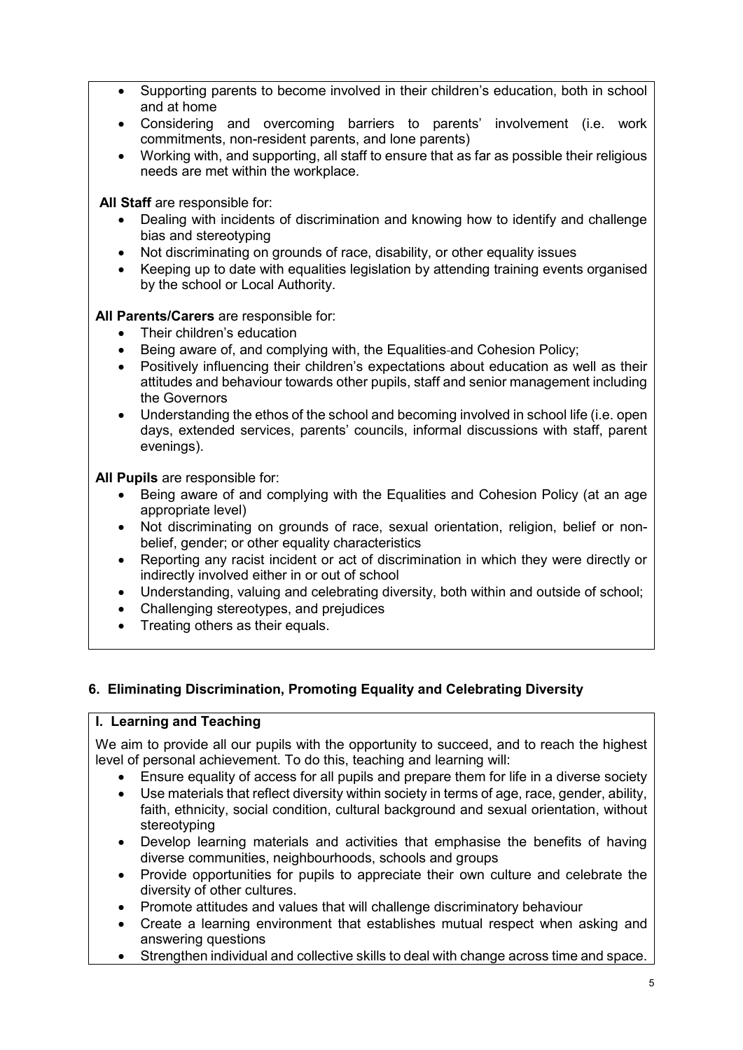- Supporting parents to become involved in their children's education, both in school and at home
- Considering and overcoming barriers to parents' involvement (i.e. work commitments, non-resident parents, and lone parents)
- Working with, and supporting, all staff to ensure that as far as possible their religious needs are met within the workplace.

**All Staff** are responsible for:

- Dealing with incidents of discrimination and knowing how to identify and challenge bias and stereotyping
- Not discriminating on grounds of race, disability, or other equality issues
- Keeping up to date with equalities legislation by attending training events organised by the school or Local Authority.

**All Parents/Carers** are responsible for:

- Their children's education
- Being aware of, and complying with, the Equalities and Cohesion Policy;
- Positively influencing their children's expectations about education as well as their attitudes and behaviour towards other pupils, staff and senior management including the Governors
- Understanding the ethos of the school and becoming involved in school life (i.e. open days, extended services, parents' councils, informal discussions with staff, parent evenings).

**All Pupils** are responsible for:

- Being aware of and complying with the Equalities and Cohesion Policy (at an age appropriate level)
- Not discriminating on grounds of race, sexual orientation, religion, belief or non-belief, gender; or other equality characteristics
- Reporting any racist incident or act of discrimination in which they were directly or indirectly involved either in or out of school
- Understanding, valuing and celebrating diversity, both within and outside of school;
- Challenging stereotypes, and prejudices
- Treating others as their equals.

## 6. Eliminating Discrimination, Promoting Equality and Celebrating Diversity

### I. Learning and Teaching

We aim to provide all our pupils with the opportunity to succeed, and to reach the highest level of personal achievement. To do this, teaching and learning will:

- Ensure equality of access for all pupils and prepare them for life in a diverse society
- Use materials that reflect diversity within society in terms of age, race, gender, ability, faith, ethnicity, social condition, cultural background and sexual orientation, without stereotyping
- Develop learning materials and activities that emphasise the benefits of having diverse communities, neighbourhoods, schools and groups
- Provide opportunities for pupils to appreciate their own culture and celebrate the diversity of other cultures.
- Promote attitudes and values that will challenge discriminatory behaviour
- Create a learning environment that establishes mutual respect when asking and answering questions
- Strengthen individual and collective skills to deal with change across time and space.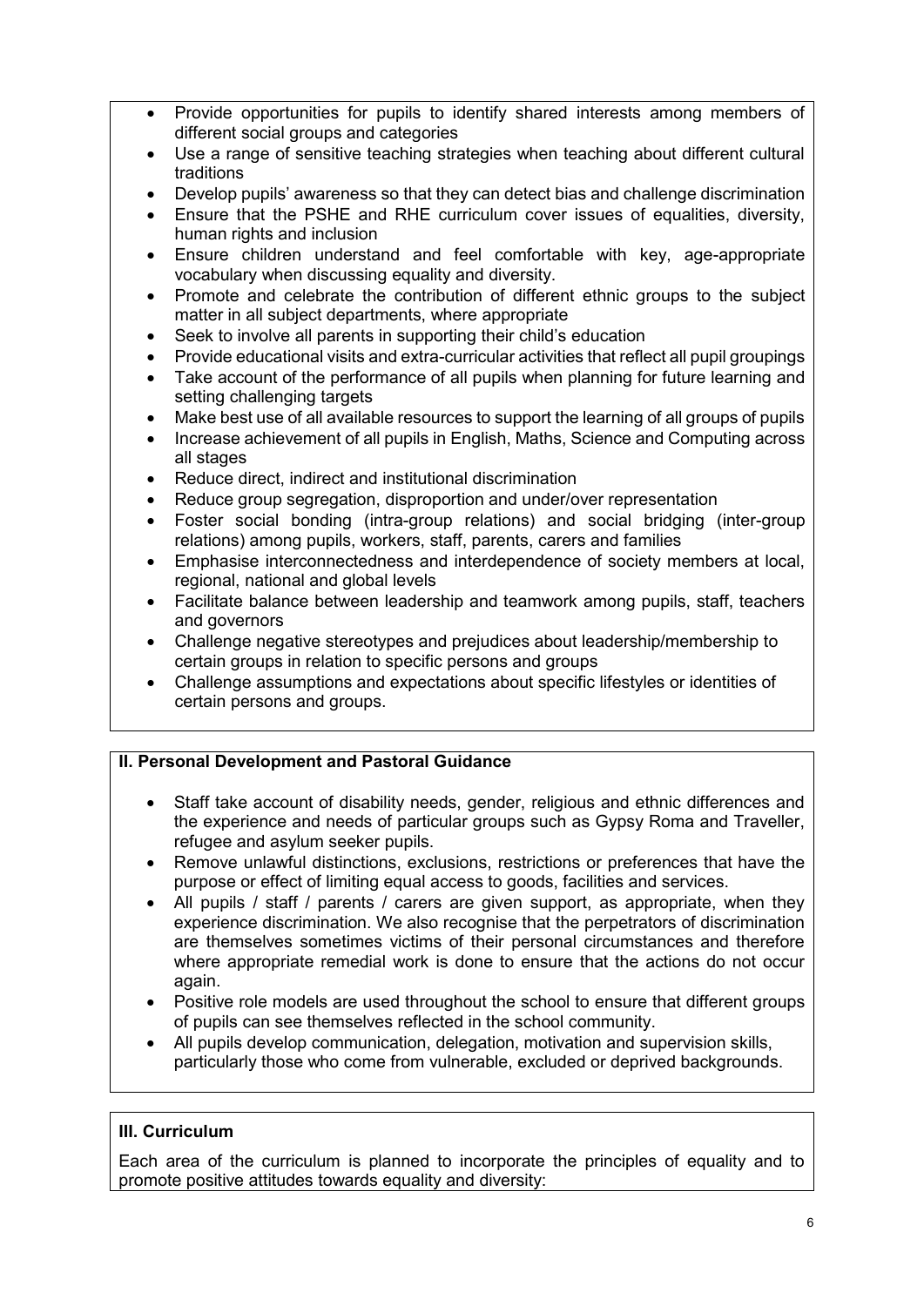- Provide opportunities for pupils to identify shared interests among members of different social groups and categories
- Use a range of sensitive teaching strategies when teaching about different cultural traditions
- Develop pupils' awareness so that they can detect bias and challenge discrimination
- Ensure that the PSHE and RHE curriculum cover issues of equalities, diversity, human rights and inclusion
- Ensure children understand and feel comfortable with key, age-appropriate vocabulary when discussing equality and diversity.
- Promote and celebrate the contribution of different ethnic groups to the subject matter in all subject departments, where appropriate
- Seek to involve all parents in supporting their child's education
- Provide educational visits and extra-curricular activities that reflect all pupil groupings
- Take account of the performance of all pupils when planning for future learning and setting challenging targets
- Make best use of all available resources to support the learning of all groups of pupils
- Increase achievement of all pupils in English, Maths, Science and Computing across all stages
- Reduce direct, indirect and institutional discrimination
- Reduce group segregation, disproportion and under/over representation
- Foster social bonding (intra-group relations) and social bridging (inter-group relations) among pupils, workers, staff, parents, carers and families
- Emphasise interconnectedness and interdependence of society members at local, regional, national and global levels
- Facilitate balance between leadership and teamwork among pupils, staff, teachers and governors
- Challenge negative stereotypes and prejudices about leadership/membership to certain groups in relation to specific persons and groups
- Challenge assumptions and expectations about specific lifestyles or identities of certain persons and groups.

**II. Personal Development and Pastoral Guidance**

- Staff take account of disability needs, gender, religious and ethnic differences and the experience and needs of particular groups such as Gypsy Roma and Traveller, refugee and asylum seeker pupils.
- Remove unlawful distinctions, exclusions, restrictions or preferences that have the purpose or effect of limiting equal access to goods, facilities and services.
- All pupils / staff / parents / carers are given support, as appropriate, when they experience discrimination. We also recognise that the perpetrators of discrimination are themselves sometimes victims of their personal circumstances and therefore where appropriate remedial work is done to ensure that the actions do not occur again.
- Positive role models are used throughout the school to ensure that different groups of pupils can see themselves reflected in the school community.
- All pupils develop communication, delegation, motivation and supervision skills, particularly those who come from vulnerable, excluded or deprived backgrounds.

**III. Curriculum**

Each area of the curriculum is planned to incorporate the principles of equality and to promote positive attitudes towards equality and diversity: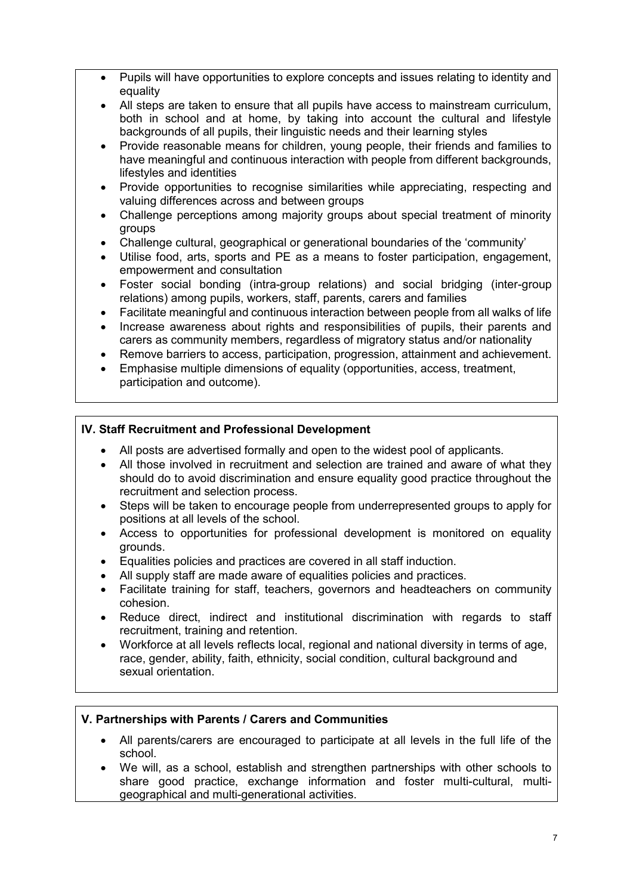- Pupils will have opportunities to explore concepts and issues relating to identity and equality
- All steps are taken to ensure that all pupils have access to mainstream curriculum, both in school and at home, by taking into account the cultural and lifestyle backgrounds of all pupils, their linguistic needs and their learning styles
- Provide reasonable means for children, young people, their friends and families to have meaningful and continuous interaction with people from different backgrounds, lifestyles and identities
- Provide opportunities to recognise similarities while appreciating, respecting and valuing differences across and between groups
- Challenge perceptions among majority groups about special treatment of minority groups
- Challenge cultural, geographical or generational boundaries of the 'community'
- Utilise food, arts, sports and PE as a means to foster participation, engagement, empowerment and consultation
- Foster social bonding (intra-group relations) and social bridging (inter-group relations) among pupils, workers, staff, parents, carers and families
- Facilitate meaningful and continuous interaction between people from all walks of life
- Increase awareness about rights and responsibilities of pupils, their parents and carers as community members, regardless of migratory status and/or nationality
- Remove barriers to access, participation, progression, attainment and achievement.
- Emphasise multiple dimensions of equality (opportunities, access, treatment, participation and outcome).

**IV. Staff Recruitment and Professional Development**

- All posts are advertised formally and open to the widest pool of applicants.
- All those involved in recruitment and selection are trained and aware of what they should do to avoid discrimination and ensure equality good practice throughout the recruitment and selection process.
- Steps will be taken to encourage people from underrepresented groups to apply for positions at all levels of the school.
- Access to opportunities for professional development is monitored on equality grounds.
- Equalities policies and practices are covered in all staff induction.
- All supply staff are made aware of equalities policies and practices.
- Facilitate training for staff, teachers, governors and headteachers on community cohesion.
- Reduce direct, indirect and institutional discrimination with regards to staff recruitment, training and retention.
- Workforce at all levels reflects local, regional and national diversity in terms of age, race, gender, ability, faith, ethnicity, social condition, cultural background and sexual orientation.

**V. Partnerships with Parents / Carers and Communities**

- All parents/carers are encouraged to participate at all levels in the full life of the school.
- We will, as a school, establish and strengthen partnerships with other schools to share good practice, exchange information and foster multi-cultural, multi-geographical and multi-generational activities.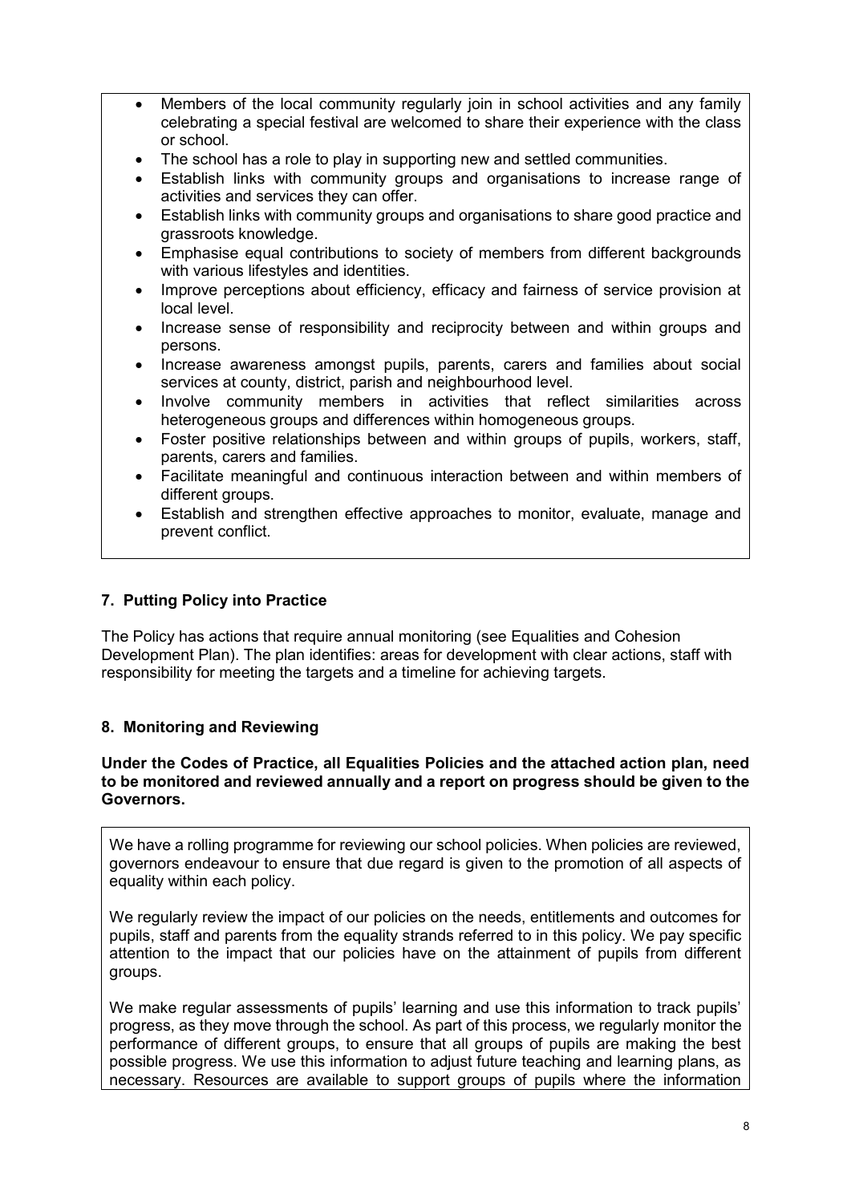- Members of the local community regularly join in school activities and any family celebrating a special festival are welcomed to share their experience with the class or school.
- The school has a role to play in supporting new and settled communities.
- Establish links with community groups and organisations to increase range of activities and services they can offer.
- Establish links with community groups and organisations to share good practice and grassroots knowledge.
- Emphasise equal contributions to society of members from different backgrounds with various lifestyles and identities.
- Improve perceptions about efficiency, efficacy and fairness of service provision at local level.
- Increase sense of responsibility and reciprocity between and within groups and persons.
- Increase awareness amongst pupils, parents, carers and families about social services at county, district, parish and neighbourhood level.
- Involve community members in activities that reflect similarities across heterogeneous groups and differences within homogeneous groups.
- Foster positive relationships between and within groups of pupils, workers, staff, parents, carers and families.
- Facilitate meaningful and continuous interaction between and within members of different groups.
- Establish and strengthen effective approaches to monitor, evaluate, manage and prevent conflict.

## 7. Putting Policy into Practice

The Policy has actions that require annual monitoring (see Equalities and Cohesion Development Plan). The plan identifies: areas for development with clear actions, staff with responsibility for meeting the targets and a timeline for achieving targets.

## 8. Monitoring and Reviewing

**Under the Codes of Practice, all Equalities Policies and the attached action plan, need to be monitored and reviewed annually and a report on progress should be given to the Governors.**

We have a rolling programme for reviewing our school policies. When policies are reviewed, governors endeavour to ensure that due regard is given to the promotion of all aspects of equality within each policy.

We regularly review the impact of our policies on the needs, entitlements and outcomes for pupils, staff and parents from the equality strands referred to in this policy. We pay specific attention to the impact that our policies have on the attainment of pupils from different groups.

We make regular assessments of pupils' learning and use this information to track pupils' progress, as they move through the school. As part of this process, we regularly monitor the performance of different groups, to ensure that all groups of pupils are making the best possible progress. We use this information to adjust future teaching and learning plans, as necessary. Resources are available to support groups of pupils where the information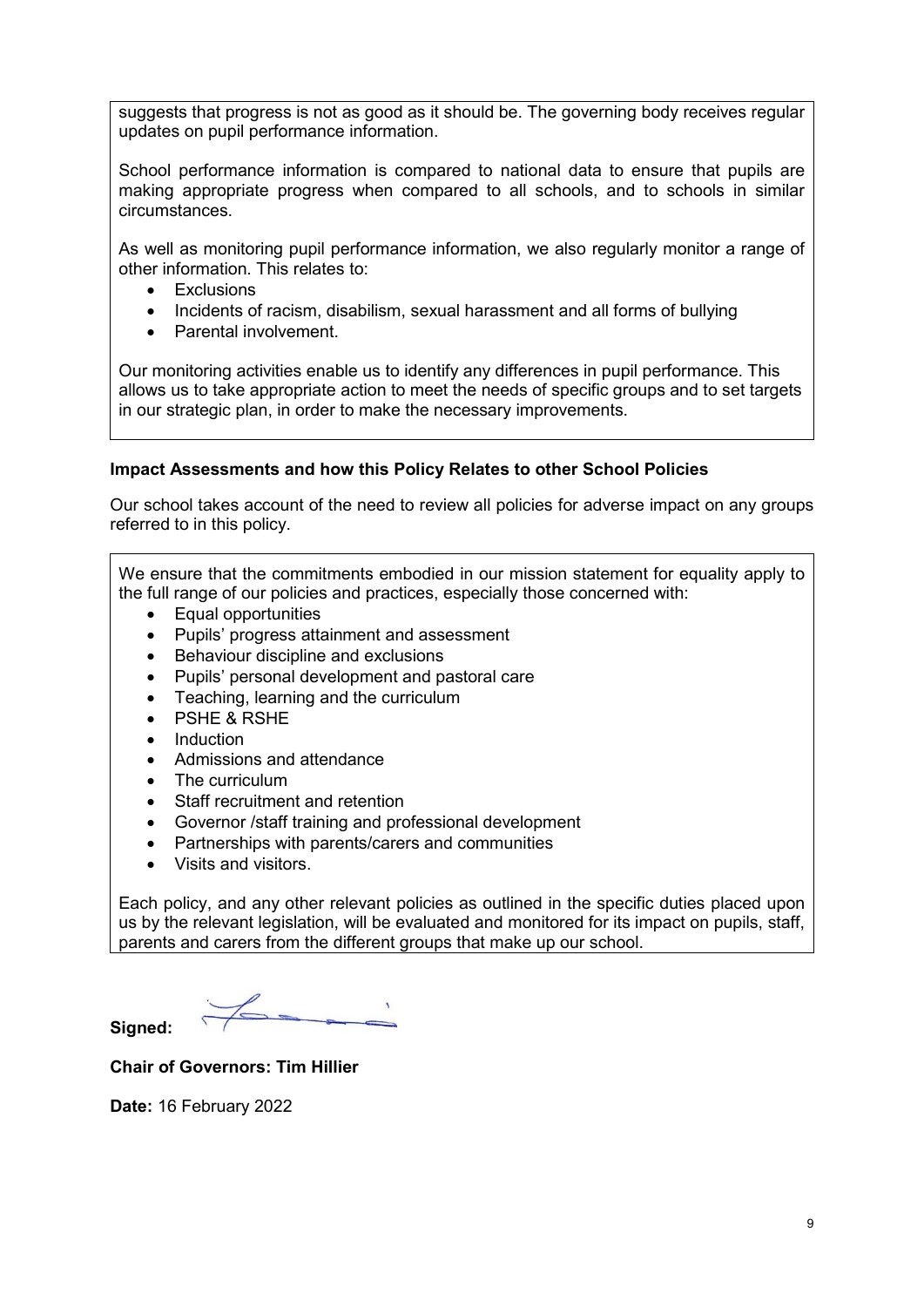suggests that progress is not as good as it should be. The governing body receives regular updates on pupil performance information.

School performance information is compared to national data to ensure that pupils are making appropriate progress when compared to all schools, and to schools in similar circumstances.

As well as monitoring pupil performance information, we also regularly monitor a range of other information. This relates to:

- Exclusions
- Incidents of racism, disabilism, sexual harassment and all forms of bullying
- Parental involvement.

Our monitoring activities enable us to identify any differences in pupil performance. This allows us to take appropriate action to meet the needs of specific groups and to set targets in our strategic plan, in order to make the necessary improvements.

**Impact Assessments and how this Policy Relates to other School Policies**

Our school takes account of the need to review all policies for adverse impact on any groups referred to in this policy.

We ensure that the commitments embodied in our mission statement for equality apply to the full range of our policies and practices, especially those concerned with:

- Equal opportunities
- Pupils' progress attainment and assessment
- Behaviour discipline and exclusions
- Pupils' personal development and pastoral care
- Teaching, learning and the curriculum
- PSHE & RSHE
- Induction
- Admissions and attendance
- The curriculum
- Staff recruitment and retention
- Governor /staff training and professional development
- Partnerships with parents/carers and communities
- Visits and visitors.

Each policy, and any other relevant policies as outlined in the specific duties placed upon us by the relevant legislation, will be evaluated and monitored for its impact on pupils, staff, parents and carers from the different groups that make up our school.

**Signed:**

**Chair of Governors: Tim Hillier**

**Date:** 16 February 2022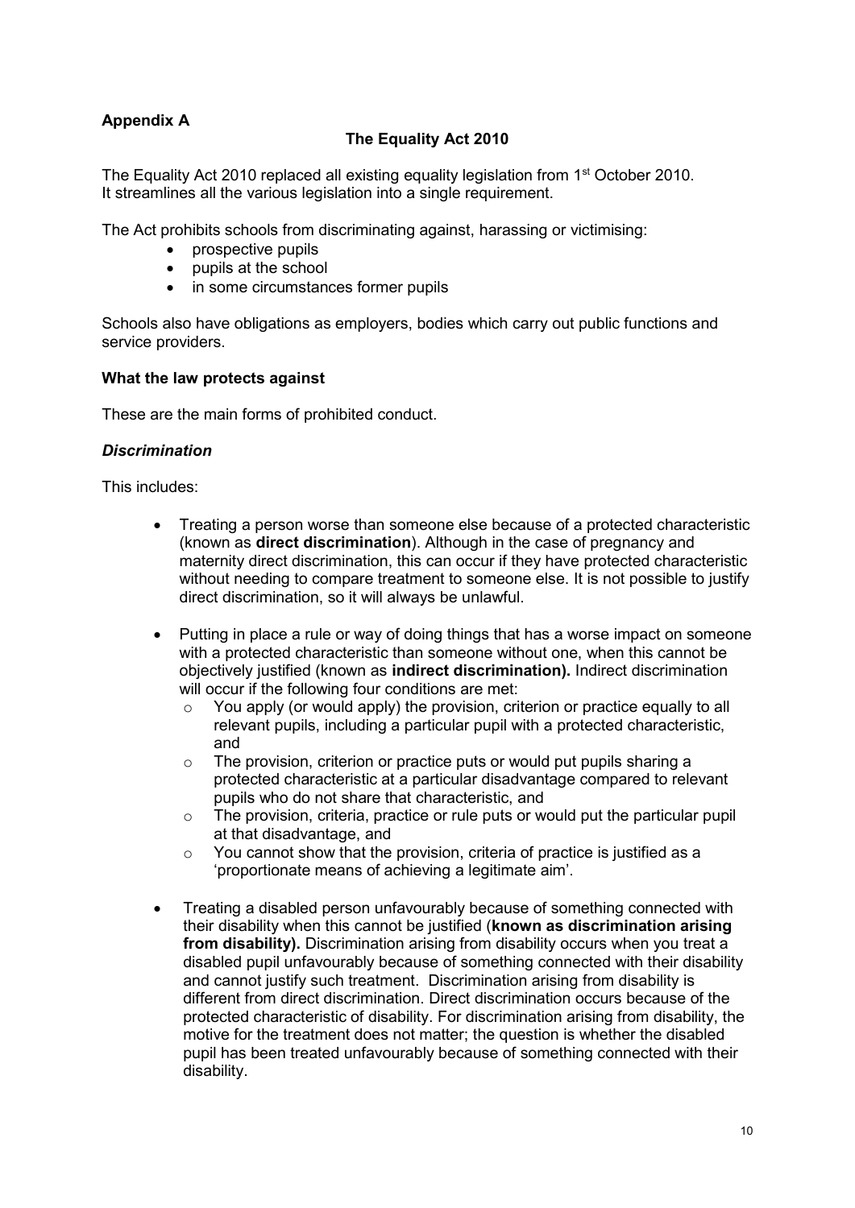**Appendix A**

## The Equality Act 2010

The Equality Act 2010 replaced all existing equality legislation from 1st October 2010. It streamlines all the various legislation into a single requirement.

The Act prohibits schools from discriminating against, harassing or victimising:

- prospective pupils
- pupils at the school
- in some circumstances former pupils

Schools also have obligations as employers, bodies which carry out public functions and service providers.

### What the law protects against

These are the main forms of prohibited conduct.

#### *Discrimination*

This includes:

- Treating a person worse than someone else because of a protected characteristic (known as **direct discrimination**). Although in the case of pregnancy and maternity direct discrimination, this can occur if they have protected characteristic without needing to compare treatment to someone else. It is not possible to justify direct discrimination, so it will always be unlawful.

- Putting in place a rule or way of doing things that has a worse impact on someone with a protected characteristic than someone without one, when this cannot be objectively justified (known as **indirect discrimination).** Indirect discrimination will occur if the following four conditions are met:
  - You apply (or would apply) the provision, criterion or practice equally to all relevant pupils, including a particular pupil with a protected characteristic, and
  - The provision, criterion or practice puts or would put pupils sharing a protected characteristic at a particular disadvantage compared to relevant pupils who do not share that characteristic, and
  - The provision, criteria, practice or rule puts or would put the particular pupil at that disadvantage, and
  - You cannot show that the provision, criteria of practice is justified as a 'proportionate means of achieving a legitimate aim'.

- Treating a disabled person unfavourably because of something connected with their disability when this cannot be justified (**known as discrimination arising from disability).** Discrimination arising from disability occurs when you treat a disabled pupil unfavourably because of something connected with their disability and cannot justify such treatment. Discrimination arising from disability is different from direct discrimination. Direct discrimination occurs because of the protected characteristic of disability. For discrimination arising from disability, the motive for the treatment does not matter; the question is whether the disabled pupil has been treated unfavourably because of something connected with their disability.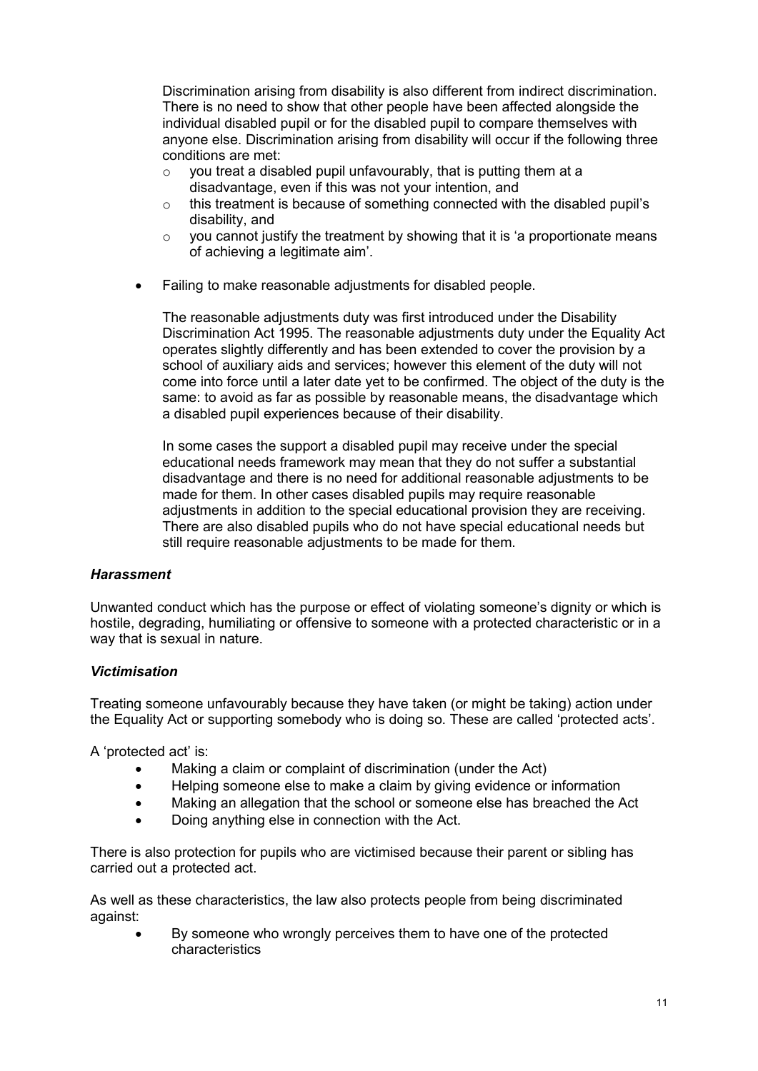Discrimination arising from disability is also different from indirect discrimination. There is no need to show that other people have been affected alongside the individual disabled pupil or for the disabled pupil to compare themselves with anyone else. Discrimination arising from disability will occur if the following three conditions are met:

  - you treat a disabled pupil unfavourably, that is putting them at a disadvantage, even if this was not your intention, and
  - this treatment is because of something connected with the disabled pupil's disability, and
  - you cannot justify the treatment by showing that it is 'a proportionate means of achieving a legitimate aim'.

- Failing to make reasonable adjustments for disabled people.

  The reasonable adjustments duty was first introduced under the Disability Discrimination Act 1995. The reasonable adjustments duty under the Equality Act operates slightly differently and has been extended to cover the provision by a school of auxiliary aids and services; however this element of the duty will not come into force until a later date yet to be confirmed. The object of the duty is the same: to avoid as far as possible by reasonable means, the disadvantage which a disabled pupil experiences because of their disability.

  In some cases the support a disabled pupil may receive under the special educational needs framework may mean that they do not suffer a substantial disadvantage and there is no need for additional reasonable adjustments to be made for them. In other cases disabled pupils may require reasonable adjustments in addition to the special educational provision they are receiving. There are also disabled pupils who do not have special educational needs but still require reasonable adjustments to be made for them.

***Harassment***

Unwanted conduct which has the purpose or effect of violating someone's dignity or which is hostile, degrading, humiliating or offensive to someone with a protected characteristic or in a way that is sexual in nature.

***Victimisation***

Treating someone unfavourably because they have taken (or might be taking) action under the Equality Act or supporting somebody who is doing so. These are called 'protected acts'.

A 'protected act' is:

- Making a claim or complaint of discrimination (under the Act)
- Helping someone else to make a claim by giving evidence or information
- Making an allegation that the school or someone else has breached the Act
- Doing anything else in connection with the Act.

There is also protection for pupils who are victimised because their parent or sibling has carried out a protected act.

As well as these characteristics, the law also protects people from being discriminated against:

- By someone who wrongly perceives them to have one of the protected characteristics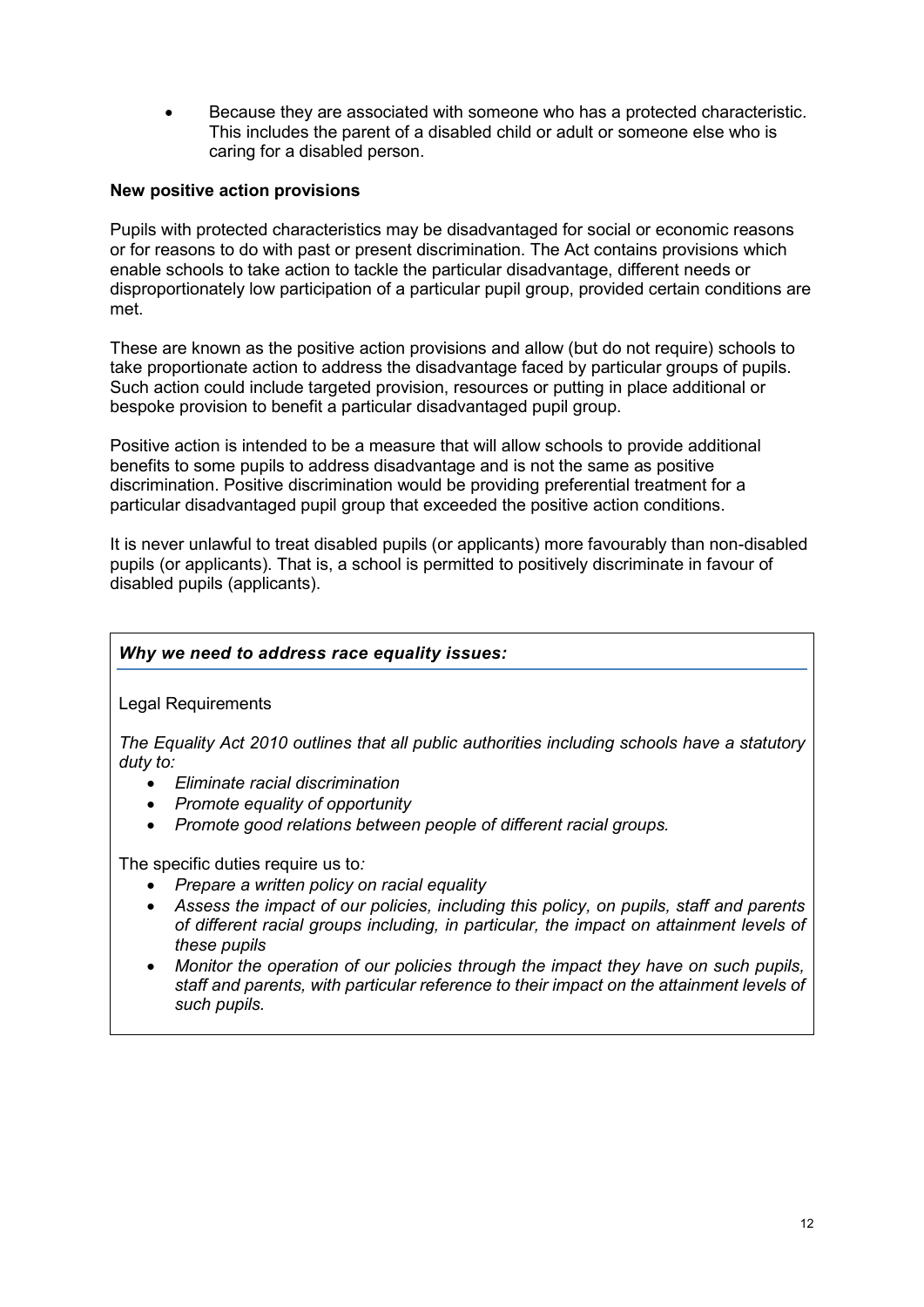- Because they are associated with someone who has a protected characteristic. This includes the parent of a disabled child or adult or someone else who is caring for a disabled person.

**New positive action provisions**

Pupils with protected characteristics may be disadvantaged for social or economic reasons or for reasons to do with past or present discrimination. The Act contains provisions which enable schools to take action to tackle the particular disadvantage, different needs or disproportionately low participation of a particular pupil group, provided certain conditions are met.

These are known as the positive action provisions and allow (but do not require) schools to take proportionate action to address the disadvantage faced by particular groups of pupils. Such action could include targeted provision, resources or putting in place additional or bespoke provision to benefit a particular disadvantaged pupil group.

Positive action is intended to be a measure that will allow schools to provide additional benefits to some pupils to address disadvantage and is not the same as positive discrimination. Positive discrimination would be providing preferential treatment for a particular disadvantaged pupil group that exceeded the positive action conditions.

It is never unlawful to treat disabled pupils (or applicants) more favourably than non-disabled pupils (or applicants). That is, a school is permitted to positively discriminate in favour of disabled pupils (applicants).

***Why we need to address race equality issues:***

Legal Requirements

*The Equality Act 2010 outlines that all public authorities including schools have a statutory duty to:*

- *Eliminate racial discrimination*
- *Promote equality of opportunity*
- *Promote good relations between people of different racial groups.*

The specific duties require us to*:*

- *Prepare a written policy on racial equality*
- *Assess the impact of our policies, including this policy, on pupils, staff and parents of different racial groups including, in particular, the impact on attainment levels of these pupils*
- *Monitor the operation of our policies through the impact they have on such pupils, staff and parents, with particular reference to their impact on the attainment levels of such pupils.*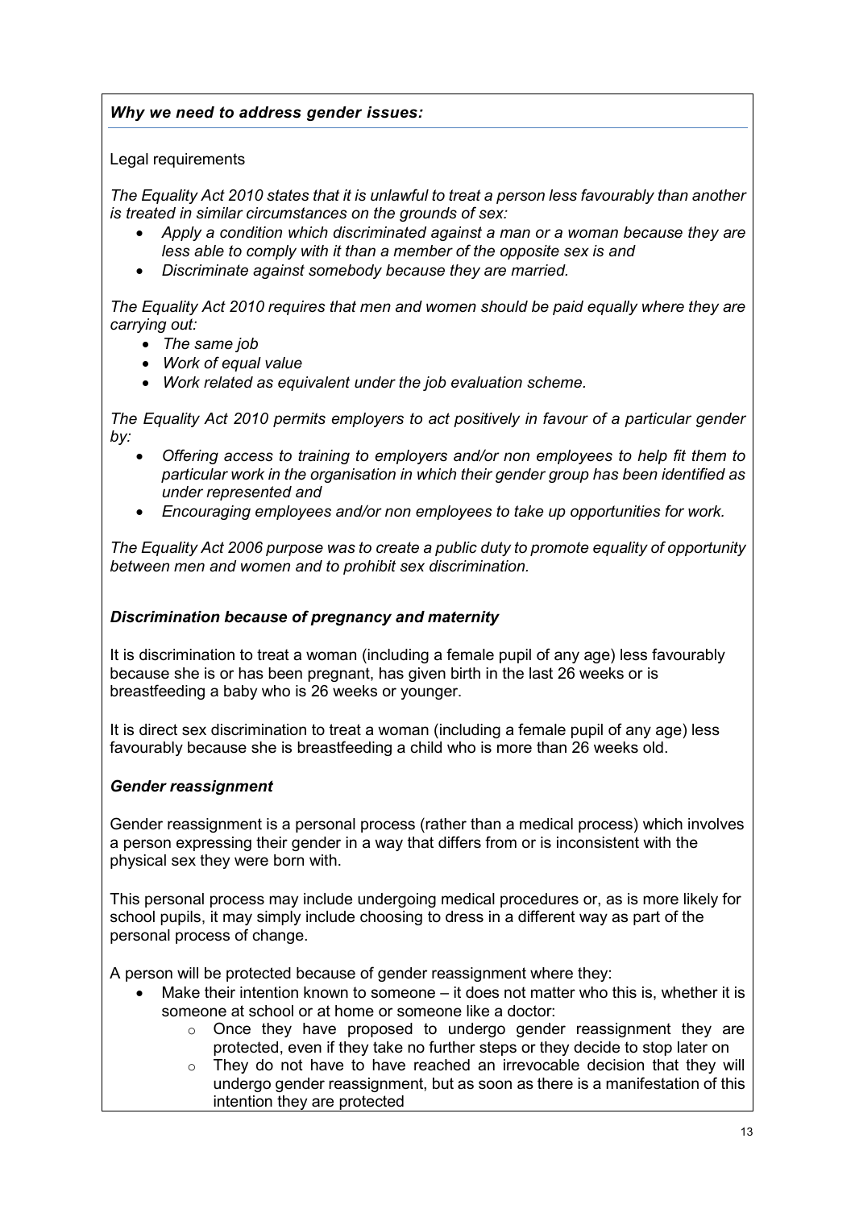### *Why we need to address gender issues:*

Legal requirements

*The Equality Act 2010 states that it is unlawful to treat a person less favourably than another is treated in similar circumstances on the grounds of sex:*

- *Apply a condition which discriminated against a man or a woman because they are less able to comply with it than a member of the opposite sex is and*
- *Discriminate against somebody because they are married.*

*The Equality Act 2010 requires that men and women should be paid equally where they are carrying out:*

- *The same job*
- *Work of equal value*
- *Work related as equivalent under the job evaluation scheme.*

*The Equality Act 2010 permits employers to act positively in favour of a particular gender by:*

- *Offering access to training to employers and/or non employees to help fit them to particular work in the organisation in which their gender group has been identified as under represented and*
- *Encouraging employees and/or non employees to take up opportunities for work.*

*The Equality Act 2006 purpose was to create a public duty to promote equality of opportunity between men and women and to prohibit sex discrimination.*

### *Discrimination because of pregnancy and maternity*

It is discrimination to treat a woman (including a female pupil of any age) less favourably because she is or has been pregnant, has given birth in the last 26 weeks or is breastfeeding a baby who is 26 weeks or younger.

It is direct sex discrimination to treat a woman (including a female pupil of any age) less favourably because she is breastfeeding a child who is more than 26 weeks old.

### *Gender reassignment*

Gender reassignment is a personal process (rather than a medical process) which involves a person expressing their gender in a way that differs from or is inconsistent with the physical sex they were born with.

This personal process may include undergoing medical procedures or, as is more likely for school pupils, it may simply include choosing to dress in a different way as part of the personal process of change.

A person will be protected because of gender reassignment where they:

- Make their intention known to someone – it does not matter who this is, whether it is someone at school or at home or someone like a doctor:
    - Once they have proposed to undergo gender reassignment they are protected, even if they take no further steps or they decide to stop later on
    - They do not have to have reached an irrevocable decision that they will undergo gender reassignment, but as soon as there is a manifestation of this intention they are protected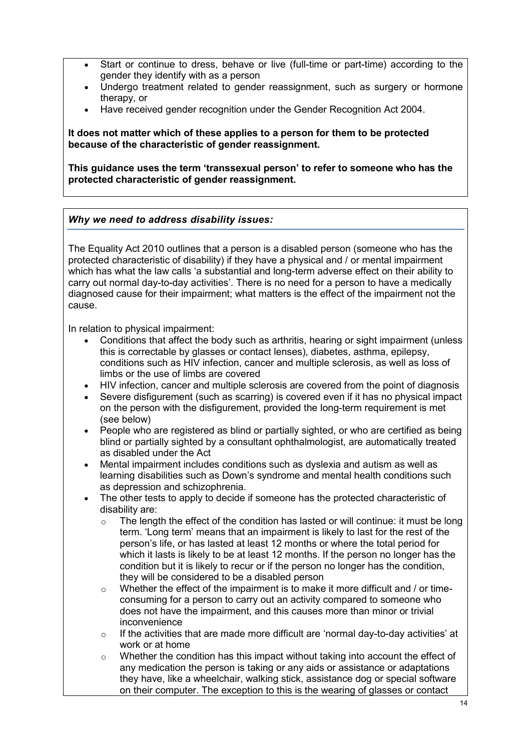- Start or continue to dress, behave or live (full-time or part-time) according to the gender they identify with as a person
- Undergo treatment related to gender reassignment, such as surgery or hormone therapy, or
- Have received gender recognition under the Gender Recognition Act 2004.

**It does not matter which of these applies to a person for them to be protected because of the characteristic of gender reassignment.**

**This guidance uses the term 'transsexual person' to refer to someone who has the protected characteristic of gender reassignment.**

***Why we need to address disability issues:***

The Equality Act 2010 outlines that a person is a disabled person (someone who has the protected characteristic of disability) if they have a physical and / or mental impairment which has what the law calls 'a substantial and long-term adverse effect on their ability to carry out normal day-to-day activities'. There is no need for a person to have a medically diagnosed cause for their impairment; what matters is the effect of the impairment not the cause.

In relation to physical impairment:

- Conditions that affect the body such as arthritis, hearing or sight impairment (unless this is correctable by glasses or contact lenses), diabetes, asthma, epilepsy, conditions such as HIV infection, cancer and multiple sclerosis, as well as loss of limbs or the use of limbs are covered
- HIV infection, cancer and multiple sclerosis are covered from the point of diagnosis
- Severe disfigurement (such as scarring) is covered even if it has no physical impact on the person with the disfigurement, provided the long-term requirement is met (see below)
- People who are registered as blind or partially sighted, or who are certified as being blind or partially sighted by a consultant ophthalmologist, are automatically treated as disabled under the Act
- Mental impairment includes conditions such as dyslexia and autism as well as learning disabilities such as Down's syndrome and mental health conditions such as depression and schizophrenia.
- The other tests to apply to decide if someone has the protected characteristic of disability are:
  - The length the effect of the condition has lasted or will continue: it must be long term. 'Long term' means that an impairment is likely to last for the rest of the person's life, or has lasted at least 12 months or where the total period for which it lasts is likely to be at least 12 months. If the person no longer has the condition but it is likely to recur or if the person no longer has the condition, they will be considered to be a disabled person
  - Whether the effect of the impairment is to make it more difficult and / or time-consuming for a person to carry out an activity compared to someone who does not have the impairment, and this causes more than minor or trivial inconvenience
  - If the activities that are made more difficult are 'normal day-to-day activities' at work or at home
  - Whether the condition has this impact without taking into account the effect of any medication the person is taking or any aids or assistance or adaptations they have, like a wheelchair, walking stick, assistance dog or special software on their computer. The exception to this is the wearing of glasses or contact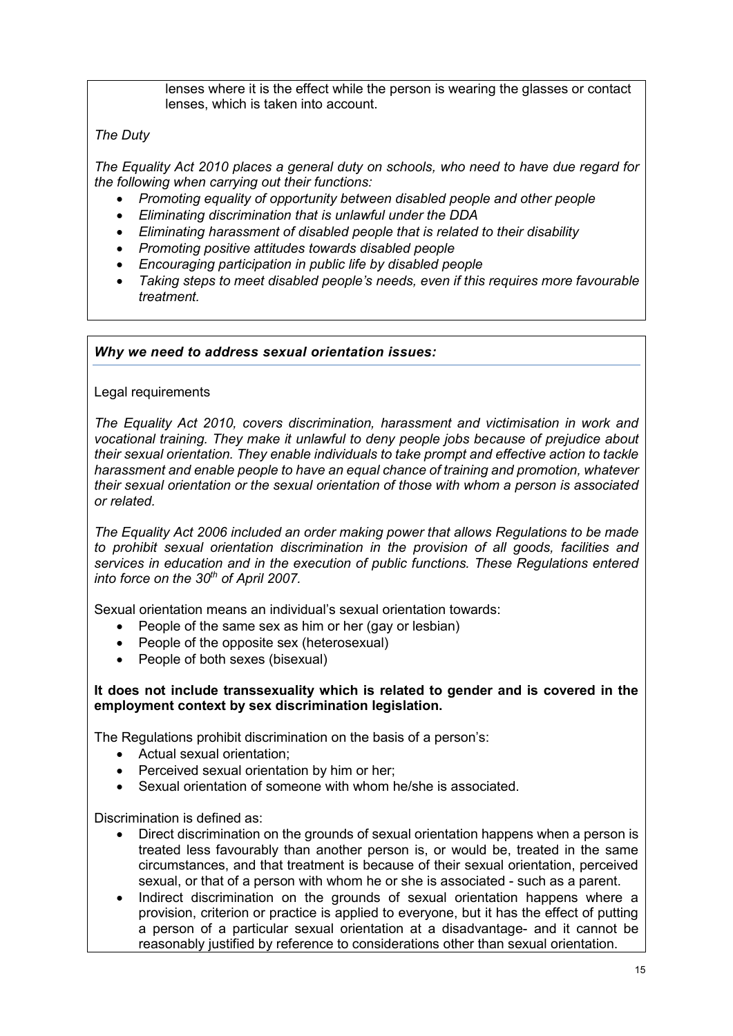lenses where it is the effect while the person is wearing the glasses or contact lenses, which is taken into account.

*The Duty*

*The Equality Act 2010 places a general duty on schools, who need to have due regard for the following when carrying out their functions:*

- *Promoting equality of opportunity between disabled people and other people*
- *Eliminating discrimination that is unlawful under the DDA*
- *Eliminating harassment of disabled people that is related to their disability*
- *Promoting positive attitudes towards disabled people*
- *Encouraging participation in public life by disabled people*
- *Taking steps to meet disabled people's needs, even if this requires more favourable treatment.*

### *Why we need to address sexual orientation issues:*

Legal requirements

*The Equality Act 2010, covers discrimination, harassment and victimisation in work and vocational training. They make it unlawful to deny people jobs because of prejudice about their sexual orientation. They enable individuals to take prompt and effective action to tackle harassment and enable people to have an equal chance of training and promotion, whatever their sexual orientation or the sexual orientation of those with whom a person is associated or related.*

*The Equality Act 2006 included an order making power that allows Regulations to be made to prohibit sexual orientation discrimination in the provision of all goods, facilities and services in education and in the execution of public functions. These Regulations entered into force on the 30th of April 2007.*

Sexual orientation means an individual's sexual orientation towards:

- People of the same sex as him or her (gay or lesbian)
- People of the opposite sex (heterosexual)
- People of both sexes (bisexual)

**It does not include transsexuality which is related to gender and is covered in the employment context by sex discrimination legislation.**

The Regulations prohibit discrimination on the basis of a person's:

- Actual sexual orientation;
- Perceived sexual orientation by him or her;
- Sexual orientation of someone with whom he/she is associated.

Discrimination is defined as:

- Direct discrimination on the grounds of sexual orientation happens when a person is treated less favourably than another person is, or would be, treated in the same circumstances, and that treatment is because of their sexual orientation, perceived sexual, or that of a person with whom he or she is associated - such as a parent.
- Indirect discrimination on the grounds of sexual orientation happens where a provision, criterion or practice is applied to everyone, but it has the effect of putting a person of a particular sexual orientation at a disadvantage- and it cannot be reasonably justified by reference to considerations other than sexual orientation.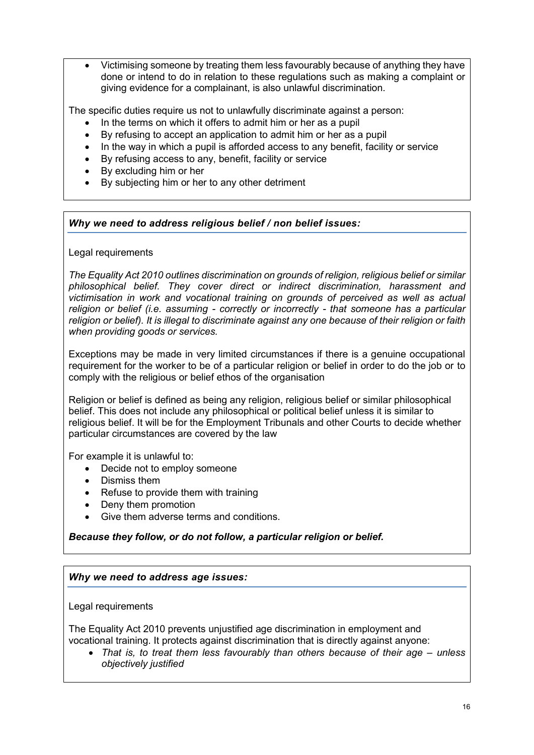- Victimising someone by treating them less favourably because of anything they have done or intend to do in relation to these regulations such as making a complaint or giving evidence for a complainant, is also unlawful discrimination.

The specific duties require us not to unlawfully discriminate against a person:

- In the terms on which it offers to admit him or her as a pupil
- By refusing to accept an application to admit him or her as a pupil
- In the way in which a pupil is afforded access to any benefit, facility or service
- By refusing access to any, benefit, facility or service
- By excluding him or her
- By subjecting him or her to any other detriment

### *Why we need to address religious belief / non belief issues:*

Legal requirements

*The Equality Act 2010 outlines discrimination on grounds of religion, religious belief or similar philosophical belief. They cover direct or indirect discrimination, harassment and victimisation in work and vocational training on grounds of perceived as well as actual religion or belief (i.e. assuming - correctly or incorrectly - that someone has a particular religion or belief). It is illegal to discriminate against any one because of their religion or faith when providing goods or services.*

Exceptions may be made in very limited circumstances if there is a genuine occupational requirement for the worker to be of a particular religion or belief in order to do the job or to comply with the religious or belief ethos of the organisation

Religion or belief is defined as being any religion, religious belief or similar philosophical belief. This does not include any philosophical or political belief unless it is similar to religious belief. It will be for the Employment Tribunals and other Courts to decide whether particular circumstances are covered by the law

For example it is unlawful to:

- Decide not to employ someone
- Dismiss them
- Refuse to provide them with training
- Deny them promotion
- Give them adverse terms and conditions.

***Because they follow, or do not follow, a particular religion or belief.***

### *Why we need to address age issues:*

Legal requirements

The Equality Act 2010 prevents unjustified age discrimination in employment and vocational training. It protects against discrimination that is directly against anyone:

- *That is, to treat them less favourably than others because of their age – unless objectively justified*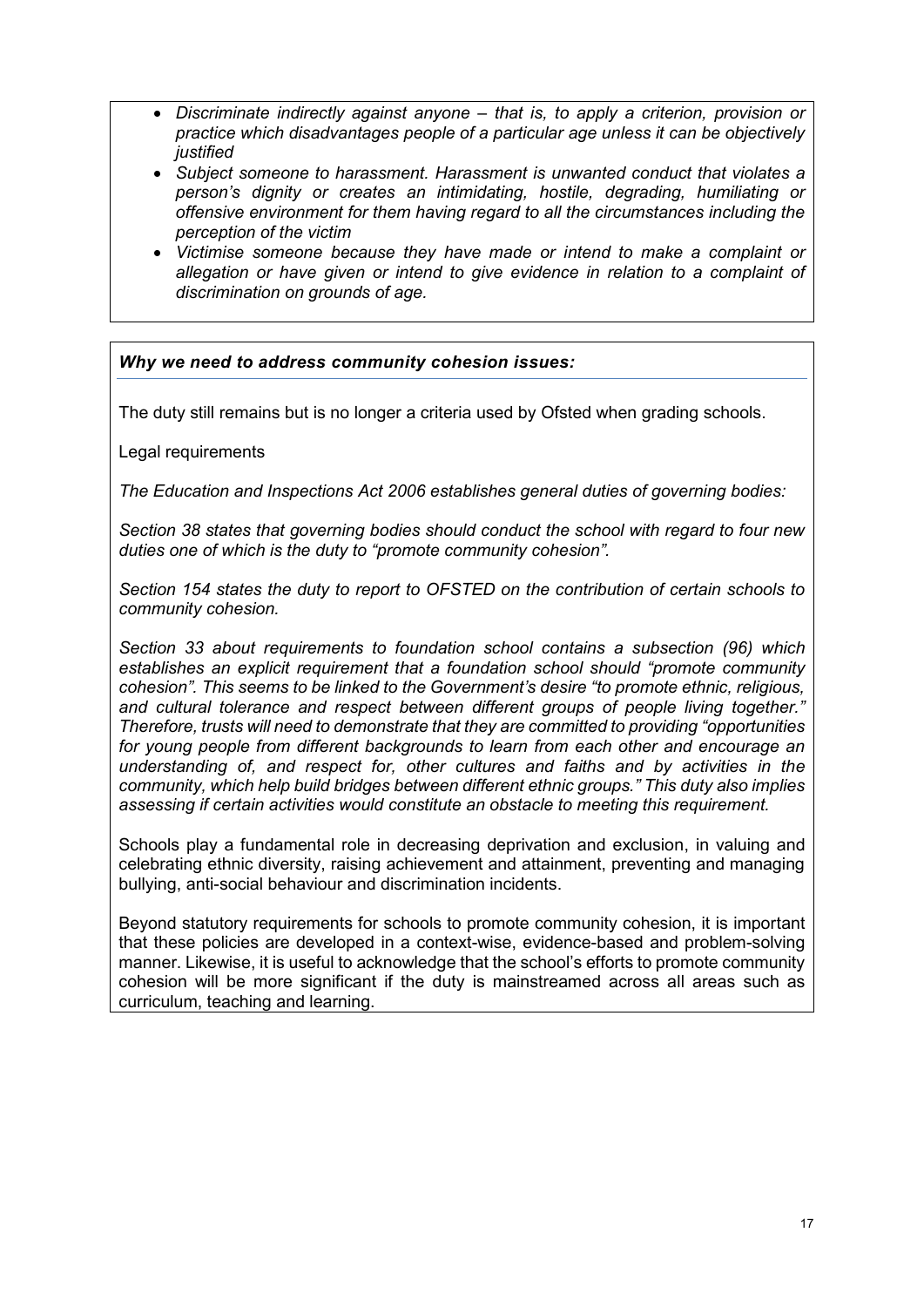- *Discriminate indirectly against anyone – that is, to apply a criterion, provision or practice which disadvantages people of a particular age unless it can be objectively justified*
- *Subject someone to harassment. Harassment is unwanted conduct that violates a person's dignity or creates an intimidating, hostile, degrading, humiliating or offensive environment for them having regard to all the circumstances including the perception of the victim*
- *Victimise someone because they have made or intend to make a complaint or allegation or have given or intend to give evidence in relation to a complaint of discrimination on grounds of age.*

***Why we need to address community cohesion issues:***

The duty still remains but is no longer a criteria used by Ofsted when grading schools.

Legal requirements

*The Education and Inspections Act 2006 establishes general duties of governing bodies:*

*Section 38 states that governing bodies should conduct the school with regard to four new duties one of which is the duty to "promote community cohesion".*

*Section 154 states the duty to report to OFSTED on the contribution of certain schools to community cohesion.*

*Section 33 about requirements to foundation school contains a subsection (96) which establishes an explicit requirement that a foundation school should "promote community cohesion". This seems to be linked to the Government's desire "to promote ethnic, religious, and cultural tolerance and respect between different groups of people living together." Therefore, trusts will need to demonstrate that they are committed to providing "opportunities for young people from different backgrounds to learn from each other and encourage an understanding of, and respect for, other cultures and faiths and by activities in the community, which help build bridges between different ethnic groups." This duty also implies assessing if certain activities would constitute an obstacle to meeting this requirement.*

Schools play a fundamental role in decreasing deprivation and exclusion, in valuing and celebrating ethnic diversity, raising achievement and attainment, preventing and managing bullying, anti-social behaviour and discrimination incidents.

Beyond statutory requirements for schools to promote community cohesion, it is important that these policies are developed in a context-wise, evidence-based and problem-solving manner. Likewise, it is useful to acknowledge that the school's efforts to promote community cohesion will be more significant if the duty is mainstreamed across all areas such as curriculum, teaching and learning.